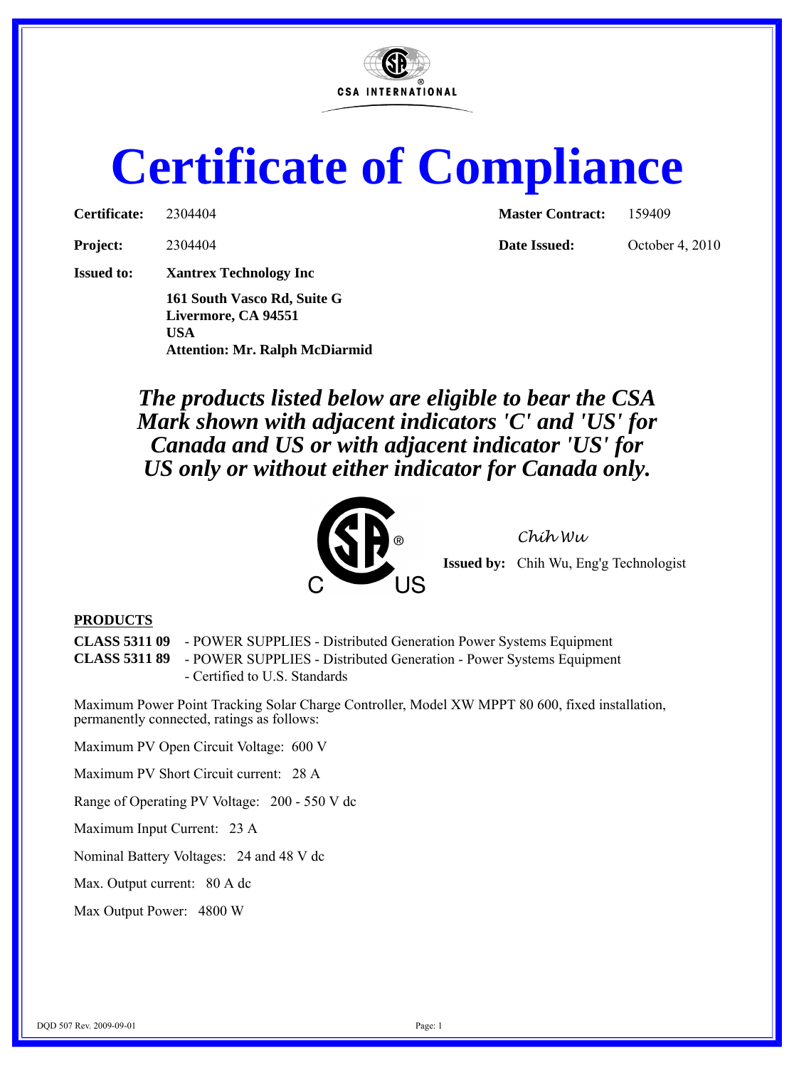CSA INTERNATIONAL

# Certificate of Compliance

**Certificate:** 2304404 **Master Contract:** 159409

**Project:** 2304404 **Date Issued:** October 4, 2010

**Issued to:** **Xantrex Technology Inc**
**161 South Vasco Rd, Suite G**
**Livermore, CA 94551**
**USA**
**Attention: Mr. Ralph McDiarmid**

***The products listed below are eligible to bear the CSA Mark shown with adjacent indicators 'C' and 'US' for Canada and US or with adjacent indicator 'US' for US only or without either indicator for Canada only.***

C US

*Chih Wu*

**Issued by:** Chih Wu, Eng'g Technologist

**PRODUCTS**

**CLASS 5311 09** - POWER SUPPLIES - Distributed Generation Power Systems Equipment
**CLASS 5311 89** - POWER SUPPLIES - Distributed Generation - Power Systems Equipment - Certified to U.S. Standards

Maximum Power Point Tracking Solar Charge Controller, Model XW MPPT 80 600, fixed installation, permanently connected, ratings as follows:

Maximum PV Open Circuit Voltage: 600 V

Maximum PV Short Circuit current: 28 A

Range of Operating PV Voltage: 200 - 550 V dc

Maximum Input Current: 23 A

Nominal Battery Voltages: 24 and 48 V dc

Max. Output current: 80 A dc

Max Output Power: 4800 W

DQD 507 Rev. 2009-09-01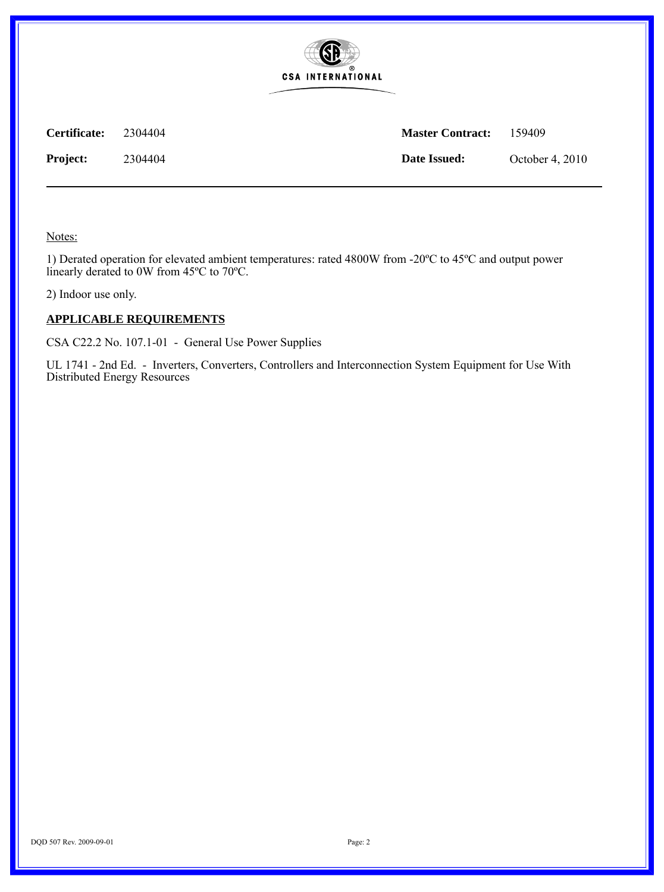CSA INTERNATIONAL

| | | | |
|---|---|---|---|
| **Certificate:** | 2304404 | **Master Contract:** | 159409 |
| **Project:** | 2304404 | **Date Issued:** | October 4, 2010 |

Notes:

1) Derated operation for elevated ambient temperatures: rated 4800W from -20ºC to 45ºC and output power linearly derated to 0W from 45ºC to 70ºC.

2) Indoor use only.

**APPLICABLE REQUIREMENTS**

CSA C22.2 No. 107.1-01 - General Use Power Supplies

UL 1741 - 2nd Ed. - Inverters, Converters, Controllers and Interconnection System Equipment for Use With Distributed Energy Resources

DQD 507 Rev. 2009-09-01